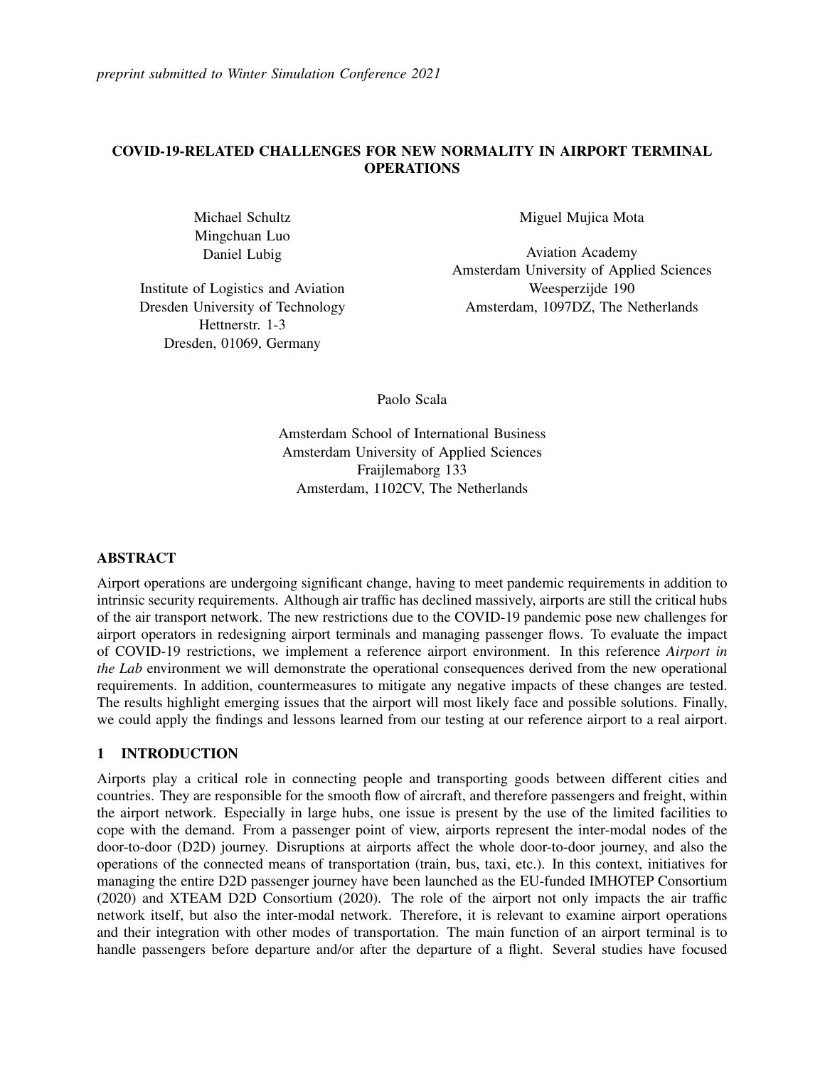*preprint submitted to Winter Simulation Conference 2021*

# COVID-19-RELATED CHALLENGES FOR NEW NORMALITY IN AIRPORT TERMINAL OPERATIONS

Michael Schultz
Mingchuan Luo
Daniel Lubig

Institute of Logistics and Aviation
Dresden University of Technology
Hettnerstr. 1-3
Dresden, 01069, Germany

Miguel Mujica Mota

Aviation Academy
Amsterdam University of Applied Sciences
Weesperzijde 190
Amsterdam, 1097DZ, The Netherlands

Paolo Scala

Amsterdam School of International Business
Amsterdam University of Applied Sciences
Fraijlemaborg 133
Amsterdam, 1102CV, The Netherlands

## ABSTRACT

Airport operations are undergoing significant change, having to meet pandemic requirements in addition to intrinsic security requirements. Although air traffic has declined massively, airports are still the critical hubs of the air transport network. The new restrictions due to the COVID-19 pandemic pose new challenges for airport operators in redesigning airport terminals and managing passenger flows. To evaluate the impact of COVID-19 restrictions, we implement a reference airport environment. In this reference *Airport in the Lab* environment we will demonstrate the operational consequences derived from the new operational requirements. In addition, countermeasures to mitigate any negative impacts of these changes are tested. The results highlight emerging issues that the airport will most likely face and possible solutions. Finally, we could apply the findings and lessons learned from our testing at our reference airport to a real airport.

## 1 INTRODUCTION

Airports play a critical role in connecting people and transporting goods between different cities and countries. They are responsible for the smooth flow of aircraft, and therefore passengers and freight, within the airport network. Especially in large hubs, one issue is present by the use of the limited facilities to cope with the demand. From a passenger point of view, airports represent the inter-modal nodes of the door-to-door (D2D) journey. Disruptions at airports affect the whole door-to-door journey, and also the operations of the connected means of transportation (train, bus, taxi, etc.). In this context, initiatives for managing the entire D2D passenger journey have been launched as the EU-funded IMHOTEP Consortium (2020) and XTEAM D2D Consortium (2020). The role of the airport not only impacts the air traffic network itself, but also the inter-modal network. Therefore, it is relevant to examine airport operations and their integration with other modes of transportation. The main function of an airport terminal is to handle passengers before departure and/or after the departure of a flight. Several studies have focused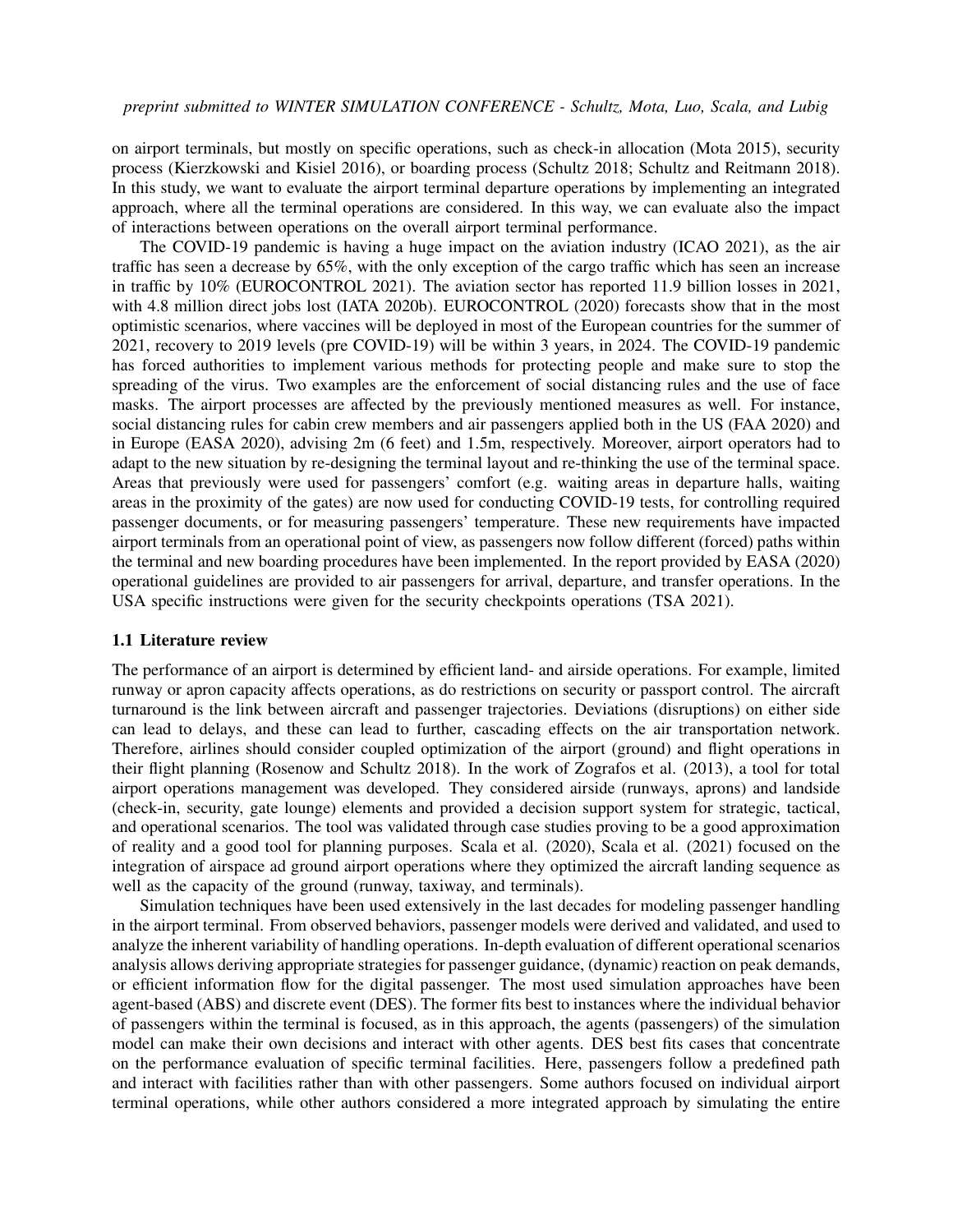on airport terminals, but mostly on specific operations, such as check-in allocation (Mota 2015), security process (Kierzkowski and Kisiel 2016), or boarding process (Schultz 2018; Schultz and Reitmann 2018). In this study, we want to evaluate the airport terminal departure operations by implementing an integrated approach, where all the terminal operations are considered. In this way, we can evaluate also the impact of interactions between operations on the overall airport terminal performance.

The COVID-19 pandemic is having a huge impact on the aviation industry (ICAO 2021), as the air traffic has seen a decrease by 65%, with the only exception of the cargo traffic which has seen an increase in traffic by 10% (EUROCONTROL 2021). The aviation sector has reported 11.9 billion losses in 2021, with 4.8 million direct jobs lost (IATA 2020b). EUROCONTROL (2020) forecasts show that in the most optimistic scenarios, where vaccines will be deployed in most of the European countries for the summer of 2021, recovery to 2019 levels (pre COVID-19) will be within 3 years, in 2024. The COVID-19 pandemic has forced authorities to implement various methods for protecting people and make sure to stop the spreading of the virus. Two examples are the enforcement of social distancing rules and the use of face masks. The airport processes are affected by the previously mentioned measures as well. For instance, social distancing rules for cabin crew members and air passengers applied both in the US (FAA 2020) and in Europe (EASA 2020), advising 2m (6 feet) and 1.5m, respectively. Moreover, airport operators had to adapt to the new situation by re-designing the terminal layout and re-thinking the use of the terminal space. Areas that previously were used for passengers' comfort (e.g. waiting areas in departure halls, waiting areas in the proximity of the gates) are now used for conducting COVID-19 tests, for controlling required passenger documents, or for measuring passengers' temperature. These new requirements have impacted airport terminals from an operational point of view, as passengers now follow different (forced) paths within the terminal and new boarding procedures have been implemented. In the report provided by EASA (2020) operational guidelines are provided to air passengers for arrival, departure, and transfer operations. In the USA specific instructions were given for the security checkpoints operations (TSA 2021).

### 1.1 Literature review

The performance of an airport is determined by efficient land- and airside operations. For example, limited runway or apron capacity affects operations, as do restrictions on security or passport control. The aircraft turnaround is the link between aircraft and passenger trajectories. Deviations (disruptions) on either side can lead to delays, and these can lead to further, cascading effects on the air transportation network. Therefore, airlines should consider coupled optimization of the airport (ground) and flight operations in their flight planning (Rosenow and Schultz 2018). In the work of Zografos et al. (2013), a tool for total airport operations management was developed. They considered airside (runways, aprons) and landside (check-in, security, gate lounge) elements and provided a decision support system for strategic, tactical, and operational scenarios. The tool was validated through case studies proving to be a good approximation of reality and a good tool for planning purposes. Scala et al. (2020), Scala et al. (2021) focused on the integration of airspace ad ground airport operations where they optimized the aircraft landing sequence as well as the capacity of the ground (runway, taxiway, and terminals).

Simulation techniques have been used extensively in the last decades for modeling passenger handling in the airport terminal. From observed behaviors, passenger models were derived and validated, and used to analyze the inherent variability of handling operations. In-depth evaluation of different operational scenarios analysis allows deriving appropriate strategies for passenger guidance, (dynamic) reaction on peak demands, or efficient information flow for the digital passenger. The most used simulation approaches have been agent-based (ABS) and discrete event (DES). The former fits best to instances where the individual behavior of passengers within the terminal is focused, as in this approach, the agents (passengers) of the simulation model can make their own decisions and interact with other agents. DES best fits cases that concentrate on the performance evaluation of specific terminal facilities. Here, passengers follow a predefined path and interact with facilities rather than with other passengers. Some authors focused on individual airport terminal operations, while other authors considered a more integrated approach by simulating the entire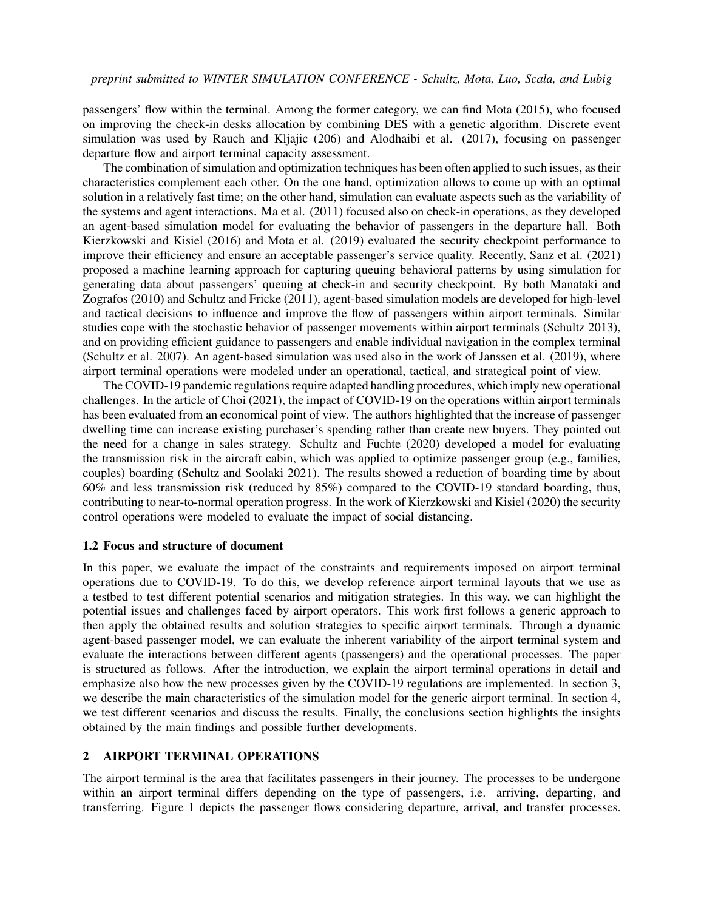passengers' flow within the terminal. Among the former category, we can find Mota (2015), who focused on improving the check-in desks allocation by combining DES with a genetic algorithm. Discrete event simulation was used by Rauch and Kljajic (206) and Alodhaibi et al. (2017), focusing on passenger departure flow and airport terminal capacity assessment.

The combination of simulation and optimization techniques has been often applied to such issues, as their characteristics complement each other. On the one hand, optimization allows to come up with an optimal solution in a relatively fast time; on the other hand, simulation can evaluate aspects such as the variability of the systems and agent interactions. Ma et al. (2011) focused also on check-in operations, as they developed an agent-based simulation model for evaluating the behavior of passengers in the departure hall. Both Kierzkowski and Kisiel (2016) and Mota et al. (2019) evaluated the security checkpoint performance to improve their efficiency and ensure an acceptable passenger's service quality. Recently, Sanz et al. (2021) proposed a machine learning approach for capturing queuing behavioral patterns by using simulation for generating data about passengers' queuing at check-in and security checkpoint. By both Manataki and Zografos (2010) and Schultz and Fricke (2011), agent-based simulation models are developed for high-level and tactical decisions to influence and improve the flow of passengers within airport terminals. Similar studies cope with the stochastic behavior of passenger movements within airport terminals (Schultz 2013), and on providing efficient guidance to passengers and enable individual navigation in the complex terminal (Schultz et al. 2007). An agent-based simulation was used also in the work of Janssen et al. (2019), where airport terminal operations were modeled under an operational, tactical, and strategical point of view.

The COVID-19 pandemic regulations require adapted handling procedures, which imply new operational challenges. In the article of Choi (2021), the impact of COVID-19 on the operations within airport terminals has been evaluated from an economical point of view. The authors highlighted that the increase of passenger dwelling time can increase existing purchaser's spending rather than create new buyers. They pointed out the need for a change in sales strategy. Schultz and Fuchte (2020) developed a model for evaluating the transmission risk in the aircraft cabin, which was applied to optimize passenger group (e.g., families, couples) boarding (Schultz and Soolaki 2021). The results showed a reduction of boarding time by about 60% and less transmission risk (reduced by 85%) compared to the COVID-19 standard boarding, thus, contributing to near-to-normal operation progress. In the work of Kierzkowski and Kisiel (2020) the security control operations were modeled to evaluate the impact of social distancing.

### 1.2 Focus and structure of document

In this paper, we evaluate the impact of the constraints and requirements imposed on airport terminal operations due to COVID-19. To do this, we develop reference airport terminal layouts that we use as a testbed to test different potential scenarios and mitigation strategies. In this way, we can highlight the potential issues and challenges faced by airport operators. This work first follows a generic approach to then apply the obtained results and solution strategies to specific airport terminals. Through a dynamic agent-based passenger model, we can evaluate the inherent variability of the airport terminal system and evaluate the interactions between different agents (passengers) and the operational processes. The paper is structured as follows. After the introduction, we explain the airport terminal operations in detail and emphasize also how the new processes given by the COVID-19 regulations are implemented. In section 3, we describe the main characteristics of the simulation model for the generic airport terminal. In section 4, we test different scenarios and discuss the results. Finally, the conclusions section highlights the insights obtained by the main findings and possible further developments.

## 2 AIRPORT TERMINAL OPERATIONS

The airport terminal is the area that facilitates passengers in their journey. The processes to be undergone within an airport terminal differs depending on the type of passengers, i.e. arriving, departing, and transferring. Figure 1 depicts the passenger flows considering departure, arrival, and transfer processes.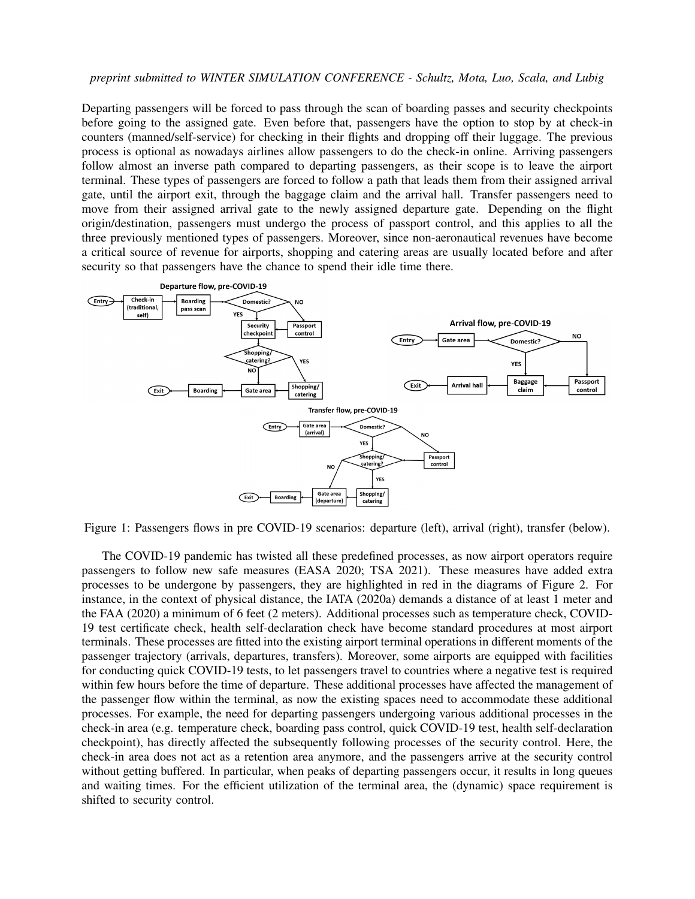Departing passengers will be forced to pass through the scan of boarding passes and security checkpoints before going to the assigned gate. Even before that, passengers have the option to stop by at check-in counters (manned/self-service) for checking in their flights and dropping off their luggage. The previous process is optional as nowadays airlines allow passengers to do the check-in online. Arriving passengers follow almost an inverse path compared to departing passengers, as their scope is to leave the airport terminal. These types of passengers are forced to follow a path that leads them from their assigned arrival gate, until the airport exit, through the baggage claim and the arrival hall. Transfer passengers need to move from their assigned arrival gate to the newly assigned departure gate. Depending on the flight origin/destination, passengers must undergo the process of passport control, and this applies to all the three previously mentioned types of passengers. Moreover, since non-aeronautical revenues have become a critical source of revenue for airports, shopping and catering areas are usually located before and after security so that passengers have the chance to spend their idle time there.

Figure 1: Passengers flows in pre COVID-19 scenarios: departure (left), arrival (right), transfer (below).

The COVID-19 pandemic has twisted all these predefined processes, as now airport operators require passengers to follow new safe measures (EASA 2020; TSA 2021). These measures have added extra processes to be undergone by passengers, they are highlighted in red in the diagrams of Figure 2. For instance, in the context of physical distance, the IATA (2020a) demands a distance of at least 1 meter and the FAA (2020) a minimum of 6 feet (2 meters). Additional processes such as temperature check, COVID-19 test certificate check, health self-declaration check have become standard procedures at most airport terminals. These processes are fitted into the existing airport terminal operations in different moments of the passenger trajectory (arrivals, departures, transfers). Moreover, some airports are equipped with facilities for conducting quick COVID-19 tests, to let passengers travel to countries where a negative test is required within few hours before the time of departure. These additional processes have affected the management of the passenger flow within the terminal, as now the existing spaces need to accommodate these additional processes. For example, the need for departing passengers undergoing various additional processes in the check-in area (e.g. temperature check, boarding pass control, quick COVID-19 test, health self-declaration checkpoint), has directly affected the subsequently following processes of the security control. Here, the check-in area does not act as a retention area anymore, and the passengers arrive at the security control without getting buffered. In particular, when peaks of departing passengers occur, it results in long queues and waiting times. For the efficient utilization of the terminal area, the (dynamic) space requirement is shifted to security control.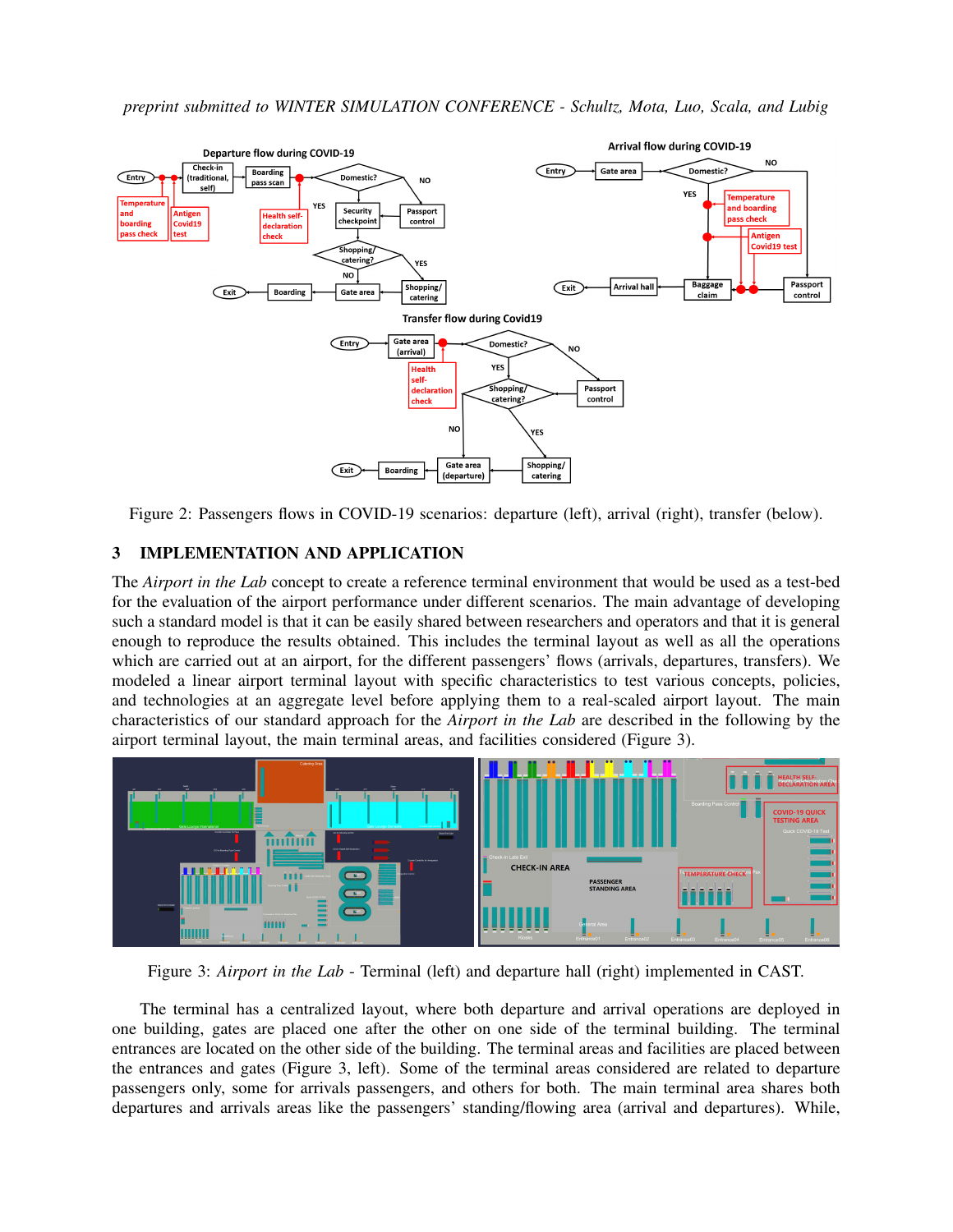Figure 2: Passengers flows in COVID-19 scenarios: departure (left), arrival (right), transfer (below).

## 3 IMPLEMENTATION AND APPLICATION

The *Airport in the Lab* concept to create a reference terminal environment that would be used as a test-bed for the evaluation of the airport performance under different scenarios. The main advantage of developing such a standard model is that it can be easily shared between researchers and operators and that it is general enough to reproduce the results obtained. This includes the terminal layout as well as all the operations which are carried out at an airport, for the different passengers' flows (arrivals, departures, transfers). We modeled a linear airport terminal layout with specific characteristics to test various concepts, policies, and technologies at an aggregate level before applying them to a real-scaled airport layout. The main characteristics of our standard approach for the *Airport in the Lab* are described in the following by the airport terminal layout, the main terminal areas, and facilities considered (Figure 3).

Figure 3: *Airport in the Lab* - Terminal (left) and departure hall (right) implemented in CAST.

The terminal has a centralized layout, where both departure and arrival operations are deployed in one building, gates are placed one after the other on one side of the terminal building. The terminal entrances are located on the other side of the building. The terminal areas and facilities are placed between the entrances and gates (Figure 3, left). Some of the terminal areas considered are related to departure passengers only, some for arrivals passengers, and others for both. The main terminal area shares both departures and arrivals areas like the passengers' standing/flowing area (arrival and departures). While,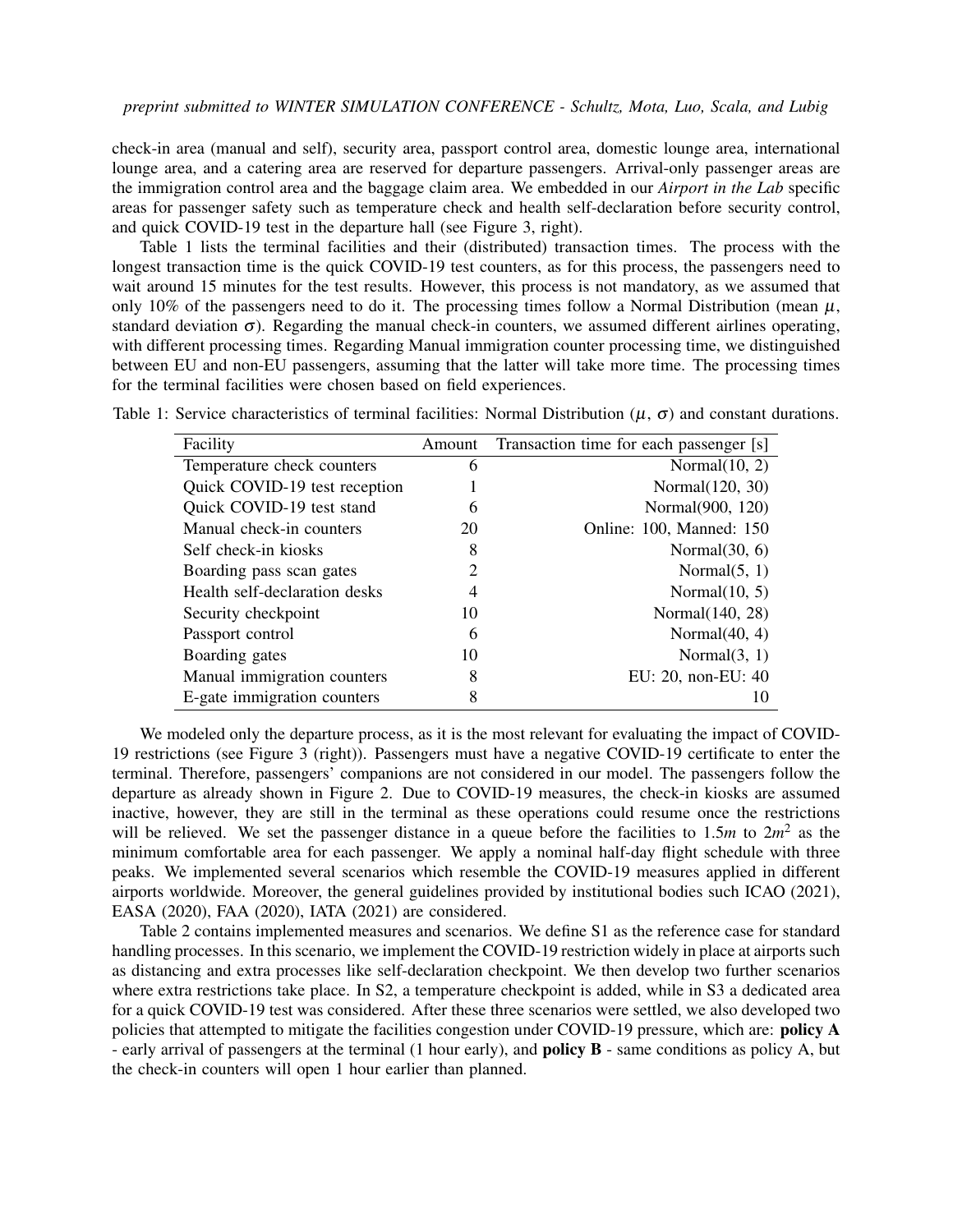check-in area (manual and self), security area, passport control area, domestic lounge area, international lounge area, and a catering area are reserved for departure passengers. Arrival-only passenger areas are the immigration control area and the baggage claim area. We embedded in our *Airport in the Lab* specific areas for passenger safety such as temperature check and health self-declaration before security control, and quick COVID-19 test in the departure hall (see Figure 3, right).

Table 1 lists the terminal facilities and their (distributed) transaction times. The process with the longest transaction time is the quick COVID-19 test counters, as for this process, the passengers need to wait around 15 minutes for the test results. However, this process is not mandatory, as we assumed that only 10% of the passengers need to do it. The processing times follow a Normal Distribution (mean $\mu$, standard deviation $\sigma$). Regarding the manual check-in counters, we assumed different airlines operating, with different processing times. Regarding Manual immigration counter processing time, we distinguished between EU and non-EU passengers, assuming that the latter will take more time. The processing times for the terminal facilities were chosen based on field experiences.

Table 1: Service characteristics of terminal facilities: Normal Distribution ($\mu$, $\sigma$) and constant durations.

| Facility | Amount | Transaction time for each passenger [s] |
|---|---|---|
| Temperature check counters | 6 | Normal(10, 2) |
| Quick COVID-19 test reception | 1 | Normal(120, 30) |
| Quick COVID-19 test stand | 6 | Normal(900, 120) |
| Manual check-in counters | 20 | Online: 100, Manned: 150 |
| Self check-in kiosks | 8 | Normal(30, 6) |
| Boarding pass scan gates | 2 | Normal(5, 1) |
| Health self-declaration desks | 4 | Normal(10, 5) |
| Security checkpoint | 10 | Normal(140, 28) |
| Passport control | 6 | Normal(40, 4) |
| Boarding gates | 10 | Normal(3, 1) |
| Manual immigration counters | 8 | EU: 20, non-EU: 40 |
| E-gate immigration counters | 8 | 10 |

We modeled only the departure process, as it is the most relevant for evaluating the impact of COVID-19 restrictions (see Figure 3 (right)). Passengers must have a negative COVID-19 certificate to enter the terminal. Therefore, passengers' companions are not considered in our model. The passengers follow the departure as already shown in Figure 2. Due to COVID-19 measures, the check-in kiosks are assumed inactive, however, they are still in the terminal as these operations could resume once the restrictions will be relieved. We set the passenger distance in a queue before the facilities to $1.5m$ to $2m^2$ as the minimum comfortable area for each passenger. We apply a nominal half-day flight schedule with three peaks. We implemented several scenarios which resemble the COVID-19 measures applied in different airports worldwide. Moreover, the general guidelines provided by institutional bodies such ICAO (2021), EASA (2020), FAA (2020), IATA (2021) are considered.

Table 2 contains implemented measures and scenarios. We define S1 as the reference case for standard handling processes. In this scenario, we implement the COVID-19 restriction widely in place at airports such as distancing and extra processes like self-declaration checkpoint. We then develop two further scenarios where extra restrictions take place. In S2, a temperature checkpoint is added, while in S3 a dedicated area for a quick COVID-19 test was considered. After these three scenarios were settled, we also developed two policies that attempted to mitigate the facilities congestion under COVID-19 pressure, which are: **policy A** - early arrival of passengers at the terminal (1 hour early), and **policy B** - same conditions as policy A, but the check-in counters will open 1 hour earlier than planned.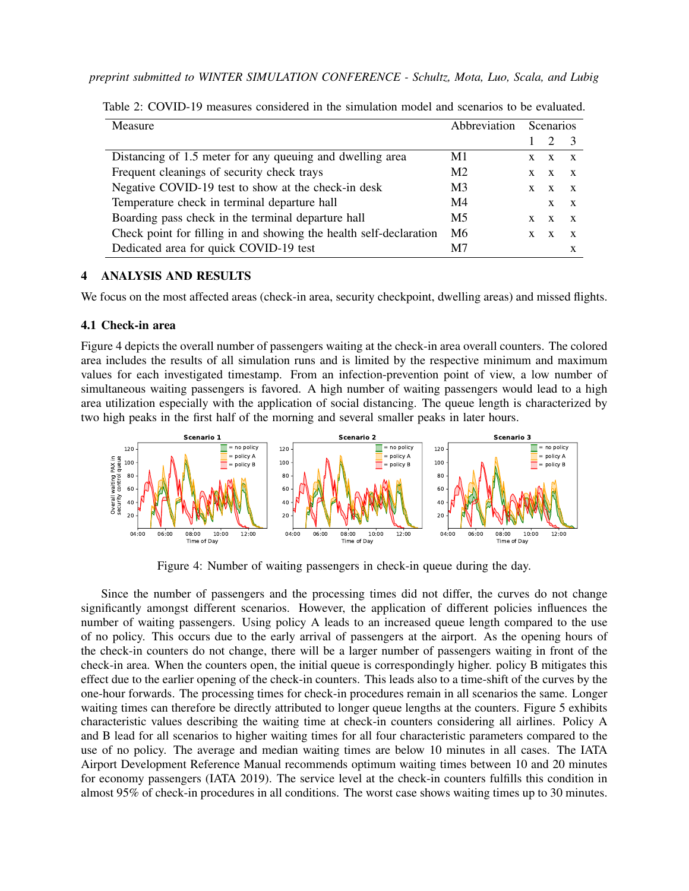Table 2: COVID-19 measures considered in the simulation model and scenarios to be evaluated.

| Measure | Abbreviation | Scenarios | | |
|---|---|---|---|---|
| | | 1 | 2 | 3 |
| Distancing of 1.5 meter for any queuing and dwelling area | M1 | x | x | x |
| Frequent cleanings of security check trays | M2 | x | x | x |
| Negative COVID-19 test to show at the check-in desk | M3 | x | x | x |
| Temperature check in terminal departure hall | M4 | | x | x |
| Boarding pass check in the terminal departure hall | M5 | x | x | x |
| Check point for filling in and showing the health self-declaration | M6 | x | x | x |
| Dedicated area for quick COVID-19 test | M7 | | | x |

## 4 ANALYSIS AND RESULTS

We focus on the most affected areas (check-in area, security checkpoint, dwelling areas) and missed flights.

### 4.1 Check-in area

Figure 4 depicts the overall number of passengers waiting at the check-in area overall counters. The colored area includes the results of all simulation runs and is limited by the respective minimum and maximum values for each investigated timestamp. From an infection-prevention point of view, a low number of simultaneous waiting passengers is favored. A high number of waiting passengers would lead to a high area utilization especially with the application of social distancing. The queue length is characterized by two high peaks in the first half of the morning and several smaller peaks in later hours.

Figure 4: Number of waiting passengers in check-in queue during the day.

Since the number of passengers and the processing times did not differ, the curves do not change significantly amongst different scenarios. However, the application of different policies influences the number of waiting passengers. Using policy A leads to an increased queue length compared to the use of no policy. This occurs due to the early arrival of passengers at the airport. As the opening hours of the check-in counters do not change, there will be a larger number of passengers waiting in front of the check-in area. When the counters open, the initial queue is correspondingly higher. policy B mitigates this effect due to the earlier opening of the check-in counters. This leads also to a time-shift of the curves by the one-hour forwards. The processing times for check-in procedures remain in all scenarios the same. Longer waiting times can therefore be directly attributed to longer queue lengths at the counters. Figure 5 exhibits characteristic values describing the waiting time at check-in counters considering all airlines. Policy A and B lead for all scenarios to higher waiting times for all four characteristic parameters compared to the use of no policy. The average and median waiting times are below 10 minutes in all cases. The IATA Airport Development Reference Manual recommends optimum waiting times between 10 and 20 minutes for economy passengers (IATA 2019). The service level at the check-in counters fulfills this condition in almost 95% of check-in procedures in all conditions. The worst case shows waiting times up to 30 minutes.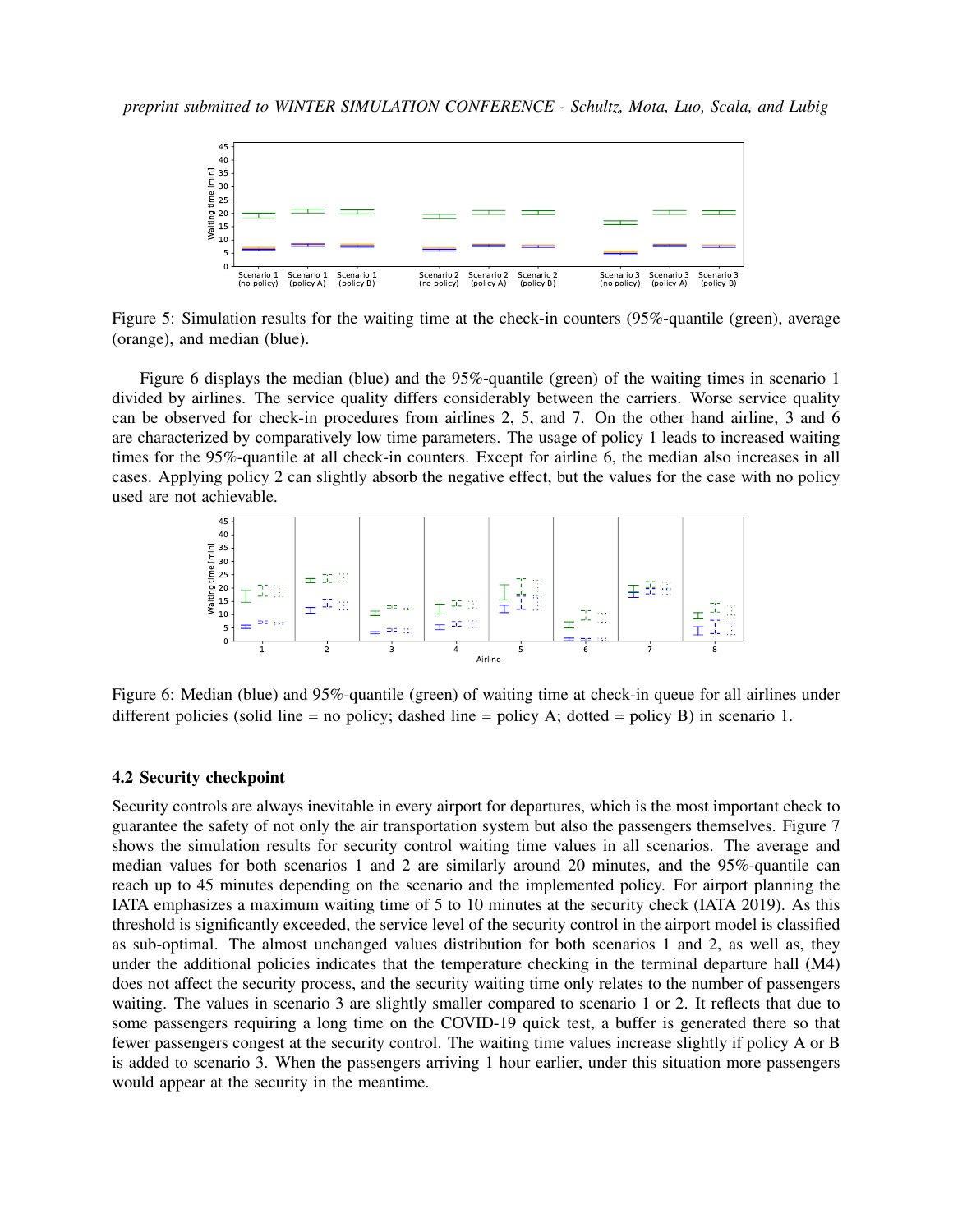Figure 5: Simulation results for the waiting time at the check-in counters (95%-quantile (green), average (orange), and median (blue).

Figure 6 displays the median (blue) and the 95%-quantile (green) of the waiting times in scenario 1 divided by airlines. The service quality differs considerably between the carriers. Worse service quality can be observed for check-in procedures from airlines 2, 5, and 7. On the other hand airline, 3 and 6 are characterized by comparatively low time parameters. The usage of policy 1 leads to increased waiting times for the 95%-quantile at all check-in counters. Except for airline 6, the median also increases in all cases. Applying policy 2 can slightly absorb the negative effect, but the values for the case with no policy used are not achievable.

Figure 6: Median (blue) and 95%-quantile (green) of waiting time at check-in queue for all airlines under different policies (solid line = no policy; dashed line = policy A; dotted = policy B) in scenario 1.

### 4.2 Security checkpoint

Security controls are always inevitable in every airport for departures, which is the most important check to guarantee the safety of not only the air transportation system but also the passengers themselves. Figure 7 shows the simulation results for security control waiting time values in all scenarios. The average and median values for both scenarios 1 and 2 are similarly around 20 minutes, and the 95%-quantile can reach up to 45 minutes depending on the scenario and the implemented policy. For airport planning the IATA emphasizes a maximum waiting time of 5 to 10 minutes at the security check (IATA 2019). As this threshold is significantly exceeded, the service level of the security control in the airport model is classified as sub-optimal. The almost unchanged values distribution for both scenarios 1 and 2, as well as, they under the additional policies indicates that the temperature checking in the terminal departure hall (M4) does not affect the security process, and the security waiting time only relates to the number of passengers waiting. The values in scenario 3 are slightly smaller compared to scenario 1 or 2. It reflects that due to some passengers requiring a long time on the COVID-19 quick test, a buffer is generated there so that fewer passengers congest at the security control. The waiting time values increase slightly if policy A or B is added to scenario 3. When the passengers arriving 1 hour earlier, under this situation more passengers would appear at the security in the meantime.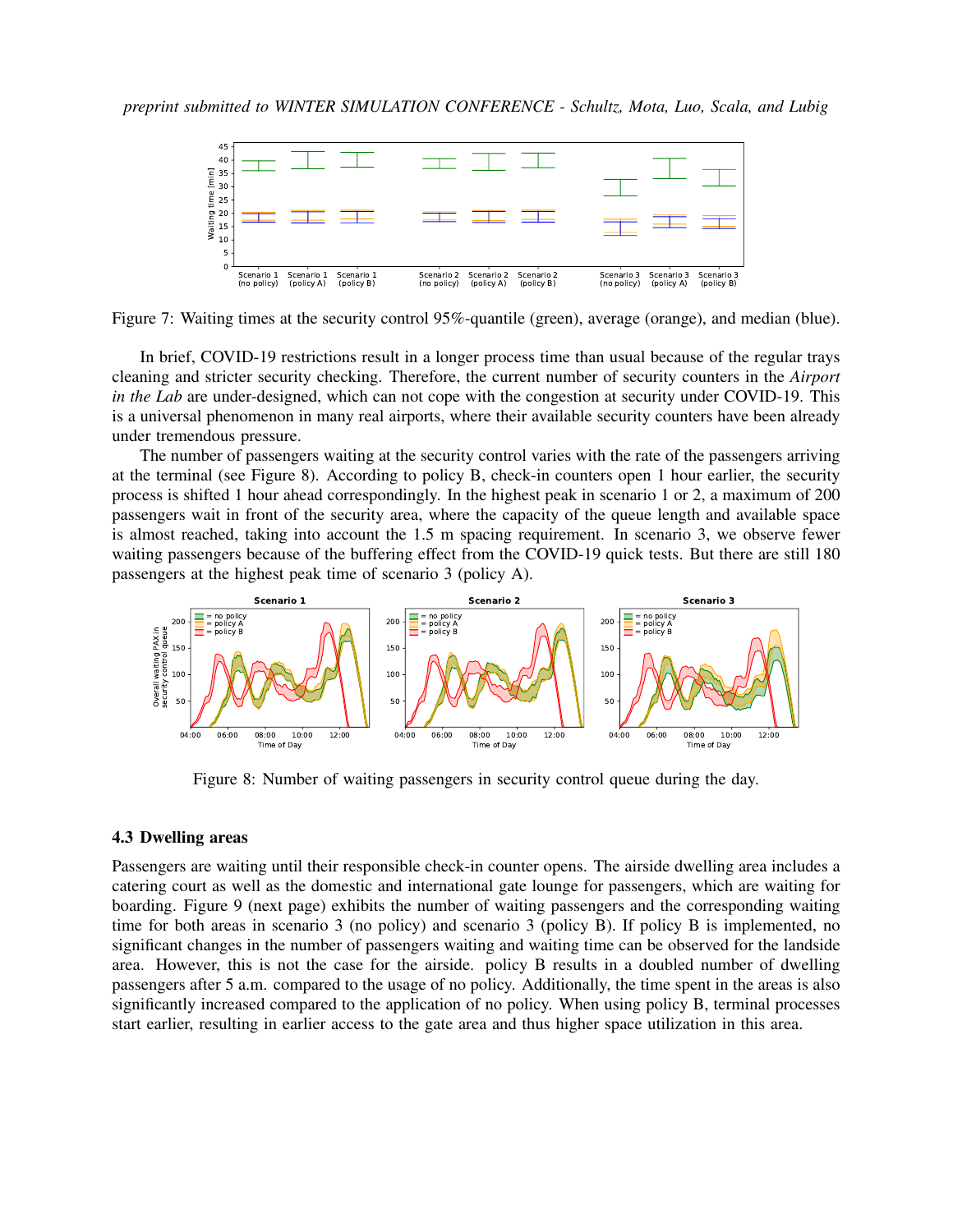Figure 7: Waiting times at the security control 95%-quantile (green), average (orange), and median (blue).

In brief, COVID-19 restrictions result in a longer process time than usual because of the regular trays cleaning and stricter security checking. Therefore, the current number of security counters in the *Airport in the Lab* are under-designed, which can not cope with the congestion at security under COVID-19. This is a universal phenomenon in many real airports, where their available security counters have been already under tremendous pressure.

The number of passengers waiting at the security control varies with the rate of the passengers arriving at the terminal (see Figure 8). According to policy B, check-in counters open 1 hour earlier, the security process is shifted 1 hour ahead correspondingly. In the highest peak in scenario 1 or 2, a maximum of 200 passengers wait in front of the security area, where the capacity of the queue length and available space is almost reached, taking into account the 1.5 m spacing requirement. In scenario 3, we observe fewer waiting passengers because of the buffering effect from the COVID-19 quick tests. But there are still 180 passengers at the highest peak time of scenario 3 (policy A).

Figure 8: Number of waiting passengers in security control queue during the day.

### 4.3 Dwelling areas

Passengers are waiting until their responsible check-in counter opens. The airside dwelling area includes a catering court as well as the domestic and international gate lounge for passengers, which are waiting for boarding. Figure 9 (next page) exhibits the number of waiting passengers and the corresponding waiting time for both areas in scenario 3 (no policy) and scenario 3 (policy B). If policy B is implemented, no significant changes in the number of passengers waiting and waiting time can be observed for the landside area. However, this is not the case for the airside. policy B results in a doubled number of dwelling passengers after 5 a.m. compared to the usage of no policy. Additionally, the time spent in the areas is also significantly increased compared to the application of no policy. When using policy B, terminal processes start earlier, resulting in earlier access to the gate area and thus higher space utilization in this area.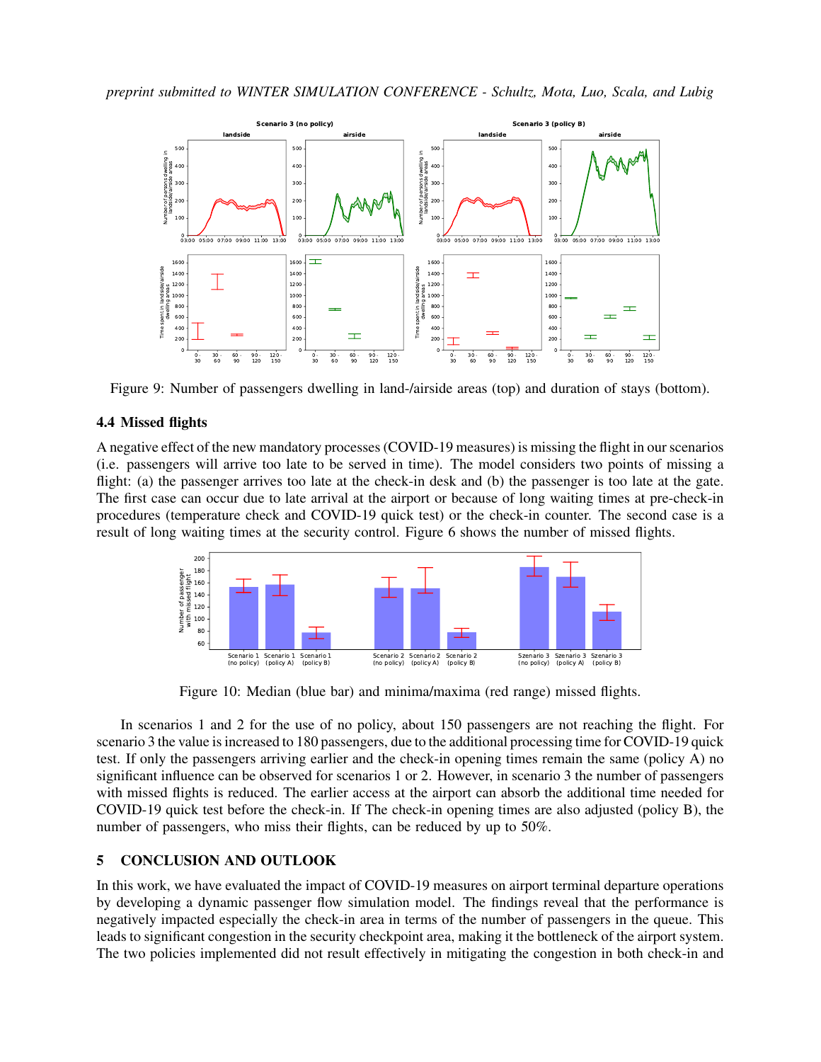Figure 9: Number of passengers dwelling in land-/airside areas (top) and duration of stays (bottom).

### 4.4 Missed flights

A negative effect of the new mandatory processes (COVID-19 measures) is missing the flight in our scenarios (i.e. passengers will arrive too late to be served in time). The model considers two points of missing a flight: (a) the passenger arrives too late at the check-in desk and (b) the passenger is too late at the gate. The first case can occur due to late arrival at the airport or because of long waiting times at pre-check-in procedures (temperature check and COVID-19 quick test) or the check-in counter. The second case is a result of long waiting times at the security control. Figure 6 shows the number of missed flights.

Figure 10: Median (blue bar) and minima/maxima (red range) missed flights.

In scenarios 1 and 2 for the use of no policy, about 150 passengers are not reaching the flight. For scenario 3 the value is increased to 180 passengers, due to the additional processing time for COVID-19 quick test. If only the passengers arriving earlier and the check-in opening times remain the same (policy A) no significant influence can be observed for scenarios 1 or 2. However, in scenario 3 the number of passengers with missed flights is reduced. The earlier access at the airport can absorb the additional time needed for COVID-19 quick test before the check-in. If The check-in opening times are also adjusted (policy B), the number of passengers, who miss their flights, can be reduced by up to 50%.

## 5 CONCLUSION AND OUTLOOK

In this work, we have evaluated the impact of COVID-19 measures on airport terminal departure operations by developing a dynamic passenger flow simulation model. The findings reveal that the performance is negatively impacted especially the check-in area in terms of the number of passengers in the queue. This leads to significant congestion in the security checkpoint area, making it the bottleneck of the airport system. The two policies implemented did not result effectively in mitigating the congestion in both check-in and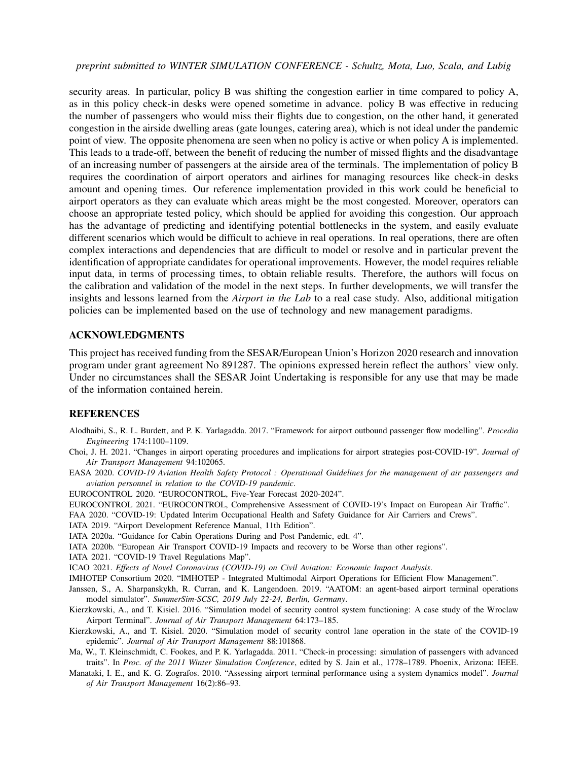security areas. In particular, policy B was shifting the congestion earlier in time compared to policy A, as in this policy check-in desks were opened sometime in advance. policy B was effective in reducing the number of passengers who would miss their flights due to congestion, on the other hand, it generated congestion in the airside dwelling areas (gate lounges, catering area), which is not ideal under the pandemic point of view. The opposite phenomena are seen when no policy is active or when policy A is implemented. This leads to a trade-off, between the benefit of reducing the number of missed flights and the disadvantage of an increasing number of passengers at the airside area of the terminals. The implementation of policy B requires the coordination of airport operators and airlines for managing resources like check-in desks amount and opening times. Our reference implementation provided in this work could be beneficial to airport operators as they can evaluate which areas might be the most congested. Moreover, operators can choose an appropriate tested policy, which should be applied for avoiding this congestion. Our approach has the advantage of predicting and identifying potential bottlenecks in the system, and easily evaluate different scenarios which would be difficult to achieve in real operations. In real operations, there are often complex interactions and dependencies that are difficult to model or resolve and in particular prevent the identification of appropriate candidates for operational improvements. However, the model requires reliable input data, in terms of processing times, to obtain reliable results. Therefore, the authors will focus on the calibration and validation of the model in the next steps. In further developments, we will transfer the insights and lessons learned from the *Airport in the Lab* to a real case study. Also, additional mitigation policies can be implemented based on the use of technology and new management paradigms.

## ACKNOWLEDGMENTS

This project has received funding from the SESAR/European Union's Horizon 2020 research and innovation program under grant agreement No 891287. The opinions expressed herein reflect the authors' view only. Under no circumstances shall the SESAR Joint Undertaking is responsible for any use that may be made of the information contained herein.

## REFERENCES

Alodhaibi, S., R. L. Burdett, and P. K. Yarlagadda. 2017. "Framework for airport outbound passenger flow modelling". *Procedia Engineering* 174:1100–1109.

Choi, J. H. 2021. "Changes in airport operating procedures and implications for airport strategies post-COVID-19". *Journal of Air Transport Management* 94:102065.

EASA 2020. *COVID-19 Aviation Health Safety Protocol : Operational Guidelines for the management of air passengers and aviation personnel in relation to the COVID-19 pandemic*.

EUROCONTROL 2020. "EUROCONTROL, Five-Year Forecast 2020-2024".

EUROCONTROL 2021. "EUROCONTROL, Comprehensive Assessment of COVID-19's Impact on European Air Traffic".

FAA 2020. "COVID-19: Updated Interim Occupational Health and Safety Guidance for Air Carriers and Crews".

IATA 2019. "Airport Development Reference Manual, 11th Edition".

IATA 2020a. "Guidance for Cabin Operations During and Post Pandemic, edt. 4".

IATA 2020b. "European Air Transport COVID-19 Impacts and recovery to be Worse than other regions".

IATA 2021. "COVID-19 Travel Regulations Map".

ICAO 2021. *Effects of Novel Coronavirus (COVID-19) on Civil Aviation: Economic Impact Analysis*.

IMHOTEP Consortium 2020. "IMHOTEP - Integrated Multimodal Airport Operations for Efficient Flow Management".

Janssen, S., A. Sharpanskykh, R. Curran, and K. Langendoen. 2019. "AATOM: an agent-based airport terminal operations model simulator". *SummerSim-SCSC, 2019 July 22-24, Berlin, Germany*.

Kierzkowski, A., and T. Kisiel. 2016. "Simulation model of security control system functioning: A case study of the Wroclaw Airport Terminal". *Journal of Air Transport Management* 64:173–185.

Kierzkowski, A., and T. Kisiel. 2020. "Simulation model of security control lane operation in the state of the COVID-19 epidemic". *Journal of Air Transport Management* 88:101868.

Ma, W., T. Kleinschmidt, C. Fookes, and P. K. Yarlagadda. 2011. "Check-in processing: simulation of passengers with advanced traits". In *Proc. of the 2011 Winter Simulation Conference*, edited by S. Jain et al., 1778–1789. Phoenix, Arizona: IEEE.

Manataki, I. E., and K. G. Zografos. 2010. "Assessing airport terminal performance using a system dynamics model". *Journal of Air Transport Management* 16(2):86–93.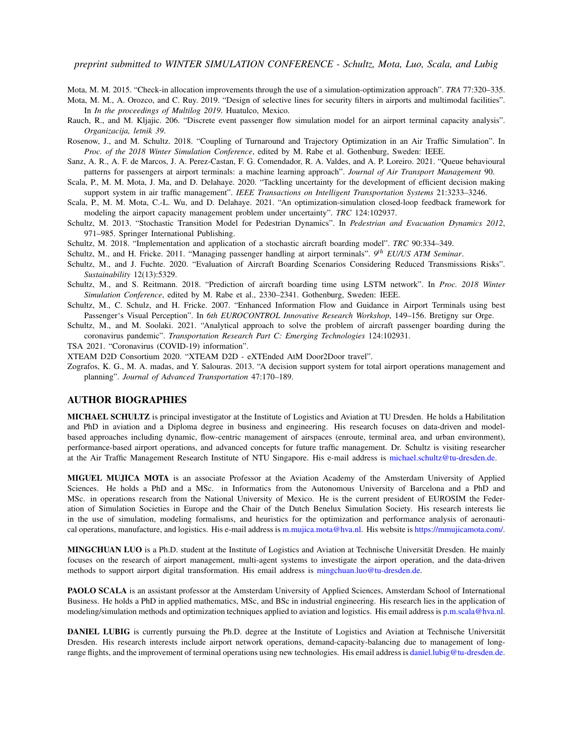Mota, M. M. 2015. “Check-in allocation improvements through the use of a simulation-optimization approach”. *TRA* 77:320–335.

Mota, M. M., A. Orozco, and C. Ruy. 2019. “Design of selective lines for security filters in airports and multimodal facilities”. In *In the proceedings of Multilog 2019*. Huatulco, Mexico.

Rauch, R., and M. Kljajic. 206. “Discrete event passenger flow simulation model for an airport terminal capacity analysis”. *Organizacija, letnik 39*.

Rosenow, J., and M. Schultz. 2018. “Coupling of Turnaround and Trajectory Optimization in an Air Traffic Simulation”. In *Proc. of the 2018 Winter Simulation Conference*, edited by M. Rabe et al. Gothenburg, Sweden: IEEE.

Sanz, A. R., A. F. de Marcos, J. A. Perez-Castan, F. G. Comendador, R. A. Valdes, and A. P. Loreiro. 2021. “Queue behavioural patterns for passengers at airport terminals: a machine learning approach”. *Journal of Air Transport Management* 90.

Scala, P., M. M. Mota, J. Ma, and D. Delahaye. 2020. “Tackling uncertainty for the development of efficient decision making support system in air traffic management”. *IEEE Transactions on Intelligent Transportation Systems* 21:3233–3246.

Scala, P., M. M. Mota, C.-L. Wu, and D. Delahaye. 2021. “An optimization-simulation closed-loop feedback framework for modeling the airport capacity management problem under uncertainty”. *TRC* 124:102937.

Schultz, M. 2013. “Stochastic Transition Model for Pedestrian Dynamics”. In *Pedestrian and Evacuation Dynamics 2012*, 971–985. Springer International Publishing.

Schultz, M. 2018. “Implementation and application of a stochastic aircraft boarding model”. *TRC* 90:334–349.

Schultz, M., and H. Fricke. 2011. “Managing passenger handling at airport terminals”. *$9^{th}$ EU/US ATM Seminar*.

Schultz, M., and J. Fuchte. 2020. “Evaluation of Aircraft Boarding Scenarios Considering Reduced Transmissions Risks”. *Sustainability* 12(13):5329.

Schultz, M., and S. Reitmann. 2018. “Prediction of aircraft boarding time using LSTM network”. In *Proc. 2018 Winter Simulation Conference*, edited by M. Rabe et al., 2330–2341. Gothenburg, Sweden: IEEE.

Schultz, M., C. Schulz, and H. Fricke. 2007. “Enhanced Information Flow and Guidance in Airport Terminals using best Passenger‘s Visual Perception”. In *6th EUROCONTROL Innovative Research Workshop*, 149–156. Bretigny sur Orge.

Schultz, M., and M. Soolaki. 2021. “Analytical approach to solve the problem of aircraft passenger boarding during the coronavirus pandemic”. *Transportation Research Part C: Emerging Technologies* 124:102931.

TSA 2021. “Coronavirus (COVID-19) information”.

XTEAM D2D Consortium 2020. “XTEAM D2D - eXTEnded AtM Door2Door travel”.

Zografos, K. G., M. A. madas, and Y. Salouras. 2013. “A decision support system for total airport operations management and planning”. *Journal of Advanced Transportation* 47:170–189.

## AUTHOR BIOGRAPHIES

**MICHAEL SCHULTZ** is principal investigator at the Institute of Logistics and Aviation at TU Dresden. He holds a Habilitation and PhD in aviation and a Diploma degree in business and engineering. His research focuses on data-driven and model-based approaches including dynamic, flow-centric management of airspaces (enroute, terminal area, and urban environment), performance-based airport operations, and advanced concepts for future traffic management. Dr. Schultz is visiting researcher at the Air Traffic Management Research Institute of NTU Singapore. His e-mail address is michael.schultz@tu-dresden.de.

**MIGUEL MUJICA MOTA** is an associate Professor at the Aviation Academy of the Amsterdam University of Applied Sciences. He holds a PhD and a MSc. in Informatics from the Autonomous University of Barcelona and a PhD and MSc. in operations research from the National University of Mexico. He is the current president of EUROSIM the Federation of Simulation Societies in Europe and the Chair of the Dutch Benelux Simulation Society. His research interests lie in the use of simulation, modeling formalisms, and heuristics for the optimization and performance analysis of aeronautical operations, manufacture, and logistics. His e-mail address is m.mujica.mota@hva.nl. His website is https://mmujicamota.com/.

**MINGCHUAN LUO** is a Ph.D. student at the Institute of Logistics and Aviation at Technische Universität Dresden. He mainly focuses on the research of airport management, multi-agent systems to investigate the airport operation, and the data-driven methods to support airport digital transformation. His email address is mingchuan.luo@tu-dresden.de.

**PAOLO SCALA** is an assistant professor at the Amsterdam University of Applied Sciences, Amsterdam School of International Business. He holds a PhD in applied mathematics, MSc, and BSc in industrial engineering. His research lies in the application of modeling/simulation methods and optimization techniques applied to aviation and logistics. His email address is p.m.scala@hva.nl.

**DANIEL LUBIG** is currently pursuing the Ph.D. degree at the Institute of Logistics and Aviation at Technische Universität Dresden. His research interests include airport network operations, demand-capacity-balancing due to management of long-range flights, and the improvement of terminal operations using new technologies. His email address is daniel.lubig@tu-dresden.de.